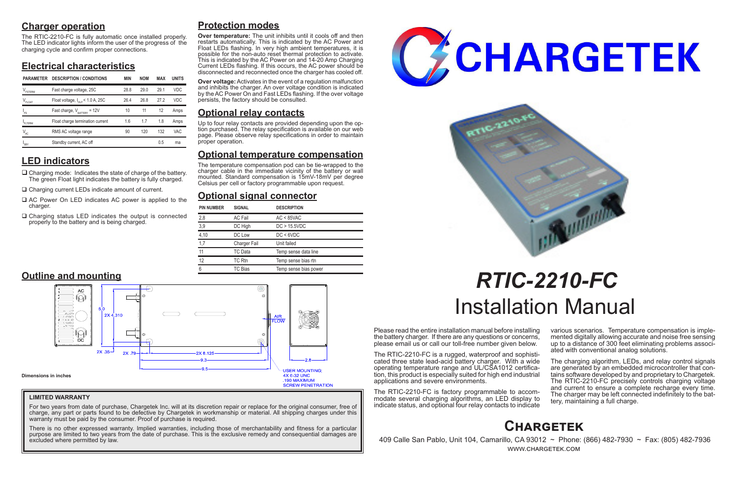## Charger operation

The RTIC-2210-FC is fully automatic once installed properly. The LED indicator lights inform the user of the progress of the charging cycle and confirm proper connections.

## Electrical characteristics

| PARAMETER | DESCRIPTION / CONDITIONS | MIN | NOM | MAX | UNITS |
|---|---|---|---|---|---|
| $V_{FSTERM}$ | Fast charge voltage, 25C | 28.8 | 29.0 | 29.1 | VDC |
| $V_{FLOAT}$ | Float voltage, $I_{OUT}$ < 1.0 A, 25C | 26.4 | 26.8 | 27.2 | VDC |
| $I_{FS}$ | Fast charge, $V_{BATTERY}$ = 12V | 10 | 11 | 12 | Amps |
| $I_{FLTERM}$ | Float charge termination current | 1.6 | 1.7 | 1.8 | Amps |
| $V_{AC}$ | RMS AC voltage range | 90 | 120 | 132 | VAC |
| $I_{SBY}$ | Standby current, AC off | | | 0.5 | ma |

## LED indicators

- ❑ Charging mode: Indicates the state of charge of the battery. The green Float light indicates the battery is fully charged.
- ❑ Charging current LEDs indicate amount of current.
- ❑ AC Power On LED indicates AC power is applied to the charger.
- ❑ Charging status LED indicates the output is connected properly to the battery and is being charged.

## Protection modes

**Over temperature:** The unit inhibits until it cools off and then restarts automatically. This is indicated by the AC Power and Float LEDs flashing. In very high ambient temperatures, it is possible for the non-auto reset thermal protection to activate. This is indicated by the AC Power on and 14-20 Amp Charging Current LEDs flashing. If this occurs, the AC power should be disconnected and reconnected once the charger has cooled off.

**Over voltage:** Activates in the event of a regulation malfunction and inhibits the charger. An over voltage condition is indicated by the AC Power On and Fast LEDs flashing. If the over voltage persists, the factory should be consulted.

## Optional relay contacts

Up to four relay contacts are provided depending upon the option purchased. The relay specification is available on our web page. Please observe relay specifications in order to maintain proper operation.

## Optional temperature compensation

The temperature compensation pod can be tie-wrapped to the charger cable in the immediate vicinity of the battery or wall mounted. Standard compensation is 15mV-18mV per degree Celsius per cell or factory programmable upon request.

## Optional signal connector

| PIN NUMBER | SIGNAL | DESCRIPTION |
|---|---|---|
| 2,8 | AC Fail | AC < 85VAC |
| 3,9 | DC High | DC > 15.5VDC |
| 4,10 | DC Low | DC < 6VDC |
| 1,7 | Charger Fail | Unit failed |
| 11 | TC Data | Temp sense data line |
| 12 | TC Rtn | Temp sense bias rtn |
| 6 | TC Bias | Temp sense bias power |

## Outline and mounting

AC, DC, 5.0, 2X 4.310, 2X .35, 2X .79, 2X 8.125, 9.3, 9.5, 2.8, AIR FLOW

USER MOUNTING: 4X 6-32 UNC .190 MAXIMUM SCREW PENETRATION

Dimensions in inches

**LIMITED WARRANTY**

For two years from date of purchase, Chargetek Inc. will at its discretion repair or replace for the original consumer, free of charge, any part or parts found to be defective by Chargetek in workmanship or material. All shipping charges under this warranty must be paid by the consumer. Proof of purchase is required.

There is no other expressed warranty. Implied warranties, including those of merchantability and fitness for a particular purpose are limited to two years from the date of purchase. This is the exclusive remedy and consequential damages are excluded where permitted by law.

# CHARGETEK

# *RTIC-2210-FC*
# Installation Manual

Please read the entire installation manual before installing the battery charger. If there are any questions or concerns, please email us or call our toll-free number given below.

The RTIC-2210-FC is a rugged, waterproof and sophisticated three state lead-acid battery charger. With a wide operating temperature range and UL/CSA1012 certification, this product is especially suited for high end industrial applications and severe environments.

The RTIC-2210-FC is factory programmable to accommodate several charging algorithms, an LED display to indicate status, and optional four relay contacts to indicate various scenarios. Temperature compensation is implemented digitally allowing accurate and noise free sensing up to a distance of 300 feet eliminating problems associated with conventional analog solutions.

The charging algorithm, LEDs, and relay control signals are generated by an embedded microcontroller that contains software developed by and proprietary to Chargetek. The RTIC-2210-FC precisely controls charging voltage and current to ensure a complete recharge every time. The charger may be left connected indefinitely to the battery, maintaining a full charge.

## Chargetek

409 Calle San Pablo, Unit 104, Camarillo, CA 93012 ~ Phone: (866) 482-7930 ~ Fax: (805) 482-7936

WWW.CHARGETEK.COM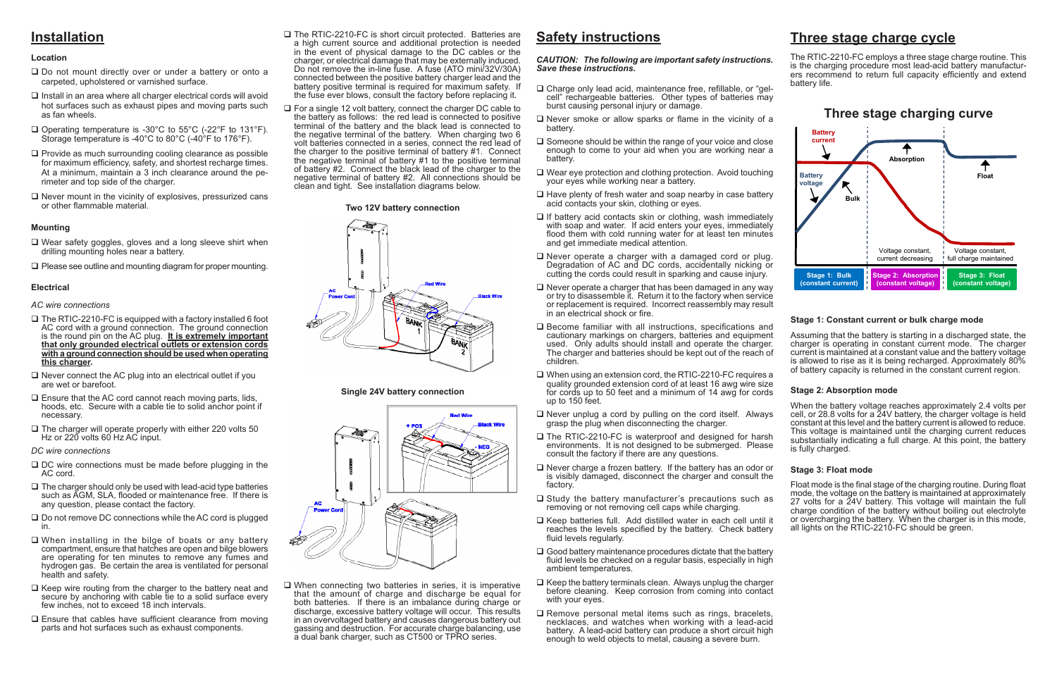## Installation

### Location

- ❑ Do not mount directly over or under a battery or onto a carpeted, upholstered or varnished surface.
- ❑ Install in an area where all charger electrical cords will avoid hot surfaces such as exhaust pipes and moving parts such as fan wheels.
- ❑ Operating temperature is -30°C to 55°C (-22°F to 131°F). Storage temperature is -40°C to 80°C (-40°F to 176°F).
- ❑ Provide as much surrounding cooling clearance as possible for maximum efficiency, safety, and shortest recharge times. At a minimum, maintain a 3 inch clearance around the perimeter and top side of the charger.
- ❑ Never mount in the vicinity of explosives, pressurized cans or other flammable material.

### Mounting

- ❑ Wear safety goggles, gloves and a long sleeve shirt when drilling mounting holes near a battery.
- ❑ Please see outline and mounting diagram for proper mounting.

### Electrical

*AC wire connections*

- ❑ The RTIC-2210-FC is equipped with a factory installed 6 foot AC cord with a ground connection. The ground connection is the round pin on the AC plug. **It is extremely important that only grounded electrical outlets or extension cords with a ground connection should be used when operating this charger.**
- ❑ Never connect the AC plug into an electrical outlet if you are wet or barefoot.
- ❑ Ensure that the AC cord cannot reach moving parts, lids, hoods, etc. Secure with a cable tie to solid anchor point if necessary.
- ❑ The charger will operate properly with either 220 volts 50 Hz or 220 volts 60 Hz AC input.

*DC wire connections*

- ❑ DC wire connections must be made before plugging in the AC cord.
- ❑ The charger should only be used with lead-acid type batteries such as AGM, SLA, flooded or maintenance free. If there is any question, please contact the factory.
- ❑ Do not remove DC connections while the AC cord is plugged in.
- ❑ When installing in the bilge of boats or any battery compartment, ensure that hatches are open and bilge blowers are operating for ten minutes to remove any fumes and hydrogen gas. Be certain the area is ventilated for personal health and safety.
- ❑ Keep wire routing from the charger to the battery neat and secure by anchoring with cable tie to a solid surface every few inches, not to exceed 18 inch intervals.
- ❑ Ensure that cables have sufficient clearance from moving parts and hot surfaces such as exhaust components.
- ❑ The RTIC-2210-FC is short circuit protected. Batteries are a high current source and additional protection is needed in the event of physical damage to the DC cables or the charger, or electrical damage that may be externally induced. Do not remove the in-line fuse. A fuse (ATO mini/32V/30A) connected between the positive battery charger lead and the battery positive terminal is required for maximum safety. If the fuse ever blows, consult the factory before replacing it.
- ❑ For a single 12 volt battery, connect the charger DC cable to the battery as follows: the red lead is connected to positive terminal of the battery and the black lead is connected to the negative terminal of the battery. When charging two 6 volt batteries connected in a series, connect the red lead of the charger to the positive terminal of battery #1. Connect the negative terminal of battery #1 to the positive terminal of battery #2. Connect the black lead of the charger to the negative terminal of battery #2. All connections should be clean and tight. See installation diagrams below.

**Two 12V battery connection**

AC Power Cord
Red Wire
Black Wire
BANK 1
BANK 2

**Single 24V battery connection**

AC Power Cord
Red Wire
Black Wire
+ POS
- NEG

- ❑ When connecting two batteries in series, it is imperative that the amount of charge and discharge be equal for both batteries. If there is an imbalance during charge or discharge, excessive battery voltage will occur. This results in an overvoltaged battery and causes dangerous battery out gassing and destruction. For accurate charge balancing, use a dual bank charger, such as CT500 or TPRO series.

## Safety instructions

***CAUTION: The following are important safety instructions. Save these instructions.***

- ❑ Charge only lead acid, maintenance free, refillable, or "gel-cell" rechargeable batteries. Other types of batteries may burst causing personal injury or damage.
- ❑ Never smoke or allow sparks or flame in the vicinity of a battery.
- ❑ Someone should be within the range of your voice and close enough to come to your aid when you are working near a battery.
- ❑ Wear eye protection and clothing protection. Avoid touching your eyes while working near a battery.
- ❑ Have plenty of fresh water and soap nearby in case battery acid contacts your skin, clothing or eyes.
- ❑ If battery acid contacts skin or clothing, wash immediately with soap and water. If acid enters your eyes, immediately flood them with cold running water for at least ten minutes and get immediate medical attention.
- ❑ Never operate a charger with a damaged cord or plug. Degradation of AC and DC cords, accidentally nicking or cutting the cords could result in sparking and cause injury.
- ❑ Never operate a charger that has been damaged in any way or try to disassemble it. Return it to the factory when service or replacement is required. Incorrect reassembly may result in an electrical shock or fire.
- ❑ Become familiar with all instructions, specifications and cautionary markings on chargers, batteries and equipment used. Only adults should install and operate the charger. The charger and batteries should be kept out of the reach of children.
- ❑ When using an extension cord, the RTIC-2210-FC requires a quality grounded extension cord of at least 16 awg wire size for cords up to 50 feet and a minimum of 14 awg for cords up to 150 feet.
- ❑ Never unplug a cord by pulling on the cord itself. Always grasp the plug when disconnecting the charger.
- ❑ The RTIC-2210-FC is waterproof and designed for harsh environments. It is not designed to be submerged. Please consult the factory if there are any questions.
- ❑ Never charge a frozen battery. If the battery has an odor or is visibly damaged, disconnect the charger and consult the factory.
- ❑ Study the battery manufacturer's precautions such as removing or not removing cell caps while charging.
- ❑ Keep batteries full. Add distilled water in each cell until it reaches the levels specified by the battery. Check battery fluid levels regularly.
- ❑ Good battery maintenance procedures dictate that the battery fluid levels be checked on a regular basis, especially in high ambient temperatures.
- ❑ Keep the battery terminals clean. Always unplug the charger before cleaning. Keep corrosion from coming into contact with your eyes.
- ❑ Remove personal metal items such as rings, bracelets, necklaces, and watches when working with a lead-acid battery. A lead-acid battery can produce a short circuit high enough to weld objects to metal, causing a severe burn.

## Three stage charge cycle

The RTIC-2210-FC employs a three stage charge routine. This is the charging procedure most lead-acid battery manufacturers recommend to return full capacity efficiently and extend battery life.

**Three stage charging curve**

Battery current
Battery voltage
Bulk
Absorption
Float
Voltage constant, current decreasing
Voltage constant, full charge maintained
Stage 1: Bulk (constant current)
Stage 2: Absorption (constant voltage)
Stage 3: Float (constant voltage)

### Stage 1: Constant current or bulk charge mode

Assuming that the battery is starting in a discharged state, the charger is operating in constant current mode. The charger current is maintained at a constant value and the battery voltage is allowed to rise as it is being recharged. Approximately 80% of battery capacity is returned in the constant current region.

### Stage 2: Absorption mode

When the battery voltage reaches approximately 2.4 volts per cell, or 28.8 volts for a 24V battery, the charger voltage is held constant at this level and the battery current is allowed to reduce. This voltage is maintained until the charging current reduces substantially indicating a full charge. At this point, the battery is fully charged.

### Stage 3: Float mode

Float mode is the final stage of the charging routine. During float mode, the voltage on the battery is maintained at approximately 27 volts for a 24V battery. This voltage will maintain the full charge condition of the battery without boiling out electrolyte or overcharging the battery. When the charger is in this mode, all lights on the RTIC-2210-FC should be green.